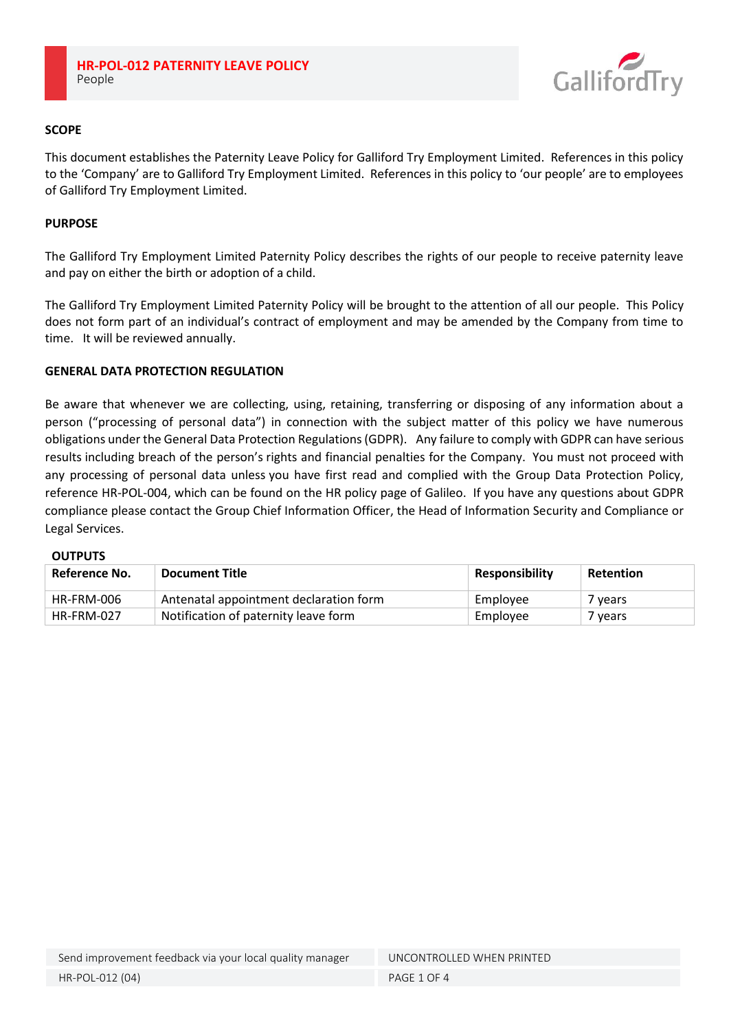# HR-POL-012 PATERNITY LEAVE POLICY

People

## SCOPE

This document establishes the Paternity Leave Policy for Galliford Try Employment Limited. References in this policy to the 'Company' are to Galliford Try Employment Limited. References in this policy to 'our people' are to employees of Galliford Try Employment Limited.

## PURPOSE

The Galliford Try Employment Limited Paternity Policy describes the rights of our people to receive paternity leave and pay on either the birth or adoption of a child.

The Galliford Try Employment Limited Paternity Policy will be brought to the attention of all our people. This Policy does not form part of an individual's contract of employment and may be amended by the Company from time to time. It will be reviewed annually.

## GENERAL DATA PROTECTION REGULATION

Be aware that whenever we are collecting, using, retaining, transferring or disposing of any information about a person ("processing of personal data") in connection with the subject matter of this policy we have numerous obligations under the General Data Protection Regulations (GDPR). Any failure to comply with GDPR can have serious results including breach of the person's rights and financial penalties for the Company. You must not proceed with any processing of personal data unless you have first read and complied with the Group Data Protection Policy, reference HR-POL-004, which can be found on the HR policy page of Galileo. If you have any questions about GDPR compliance please contact the Group Chief Information Officer, the Head of Information Security and Compliance or Legal Services.

## OUTPUTS

| Reference No. | Document Title | Responsibility | Retention |
|---|---|---|---|
| HR-FRM-006 | Antenatal appointment declaration form | Employee | 7 years |
| HR-FRM-027 | Notification of paternity leave form | Employee | 7 years |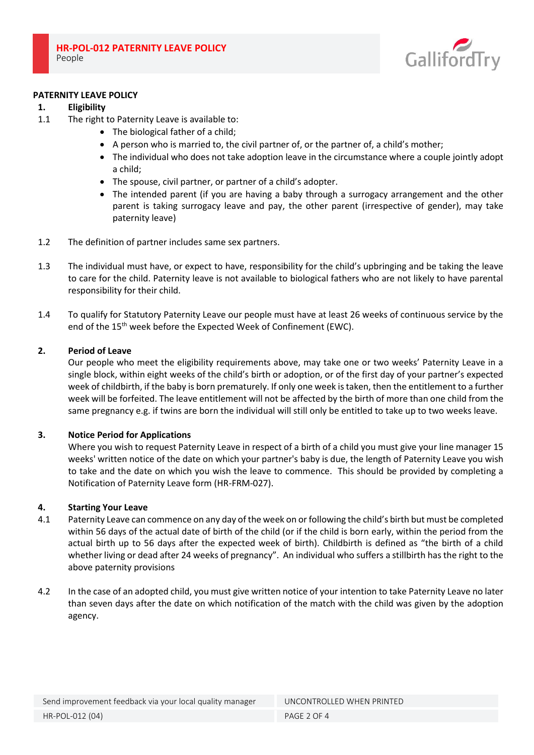## PATERNITY LEAVE POLICY

### 1. Eligibility

1.1 The right to Paternity Leave is available to:

- The biological father of a child;
- A person who is married to, the civil partner of, or the partner of, a child's mother;
- The individual who does not take adoption leave in the circumstance where a couple jointly adopt a child;
- The spouse, civil partner, or partner of a child's adopter.
- The intended parent (if you are having a baby through a surrogacy arrangement and the other parent is taking surrogacy leave and pay, the other parent (irrespective of gender), may take paternity leave)

1.2 The definition of partner includes same sex partners.

1.3 The individual must have, or expect to have, responsibility for the child's upbringing and be taking the leave to care for the child. Paternity leave is not available to biological fathers who are not likely to have parental responsibility for their child.

1.4 To qualify for Statutory Paternity Leave our people must have at least 26 weeks of continuous service by the end of the 15th week before the Expected Week of Confinement (EWC).

### 2. Period of Leave

Our people who meet the eligibility requirements above, may take one or two weeks' Paternity Leave in a single block, within eight weeks of the child's birth or adoption, or of the first day of your partner's expected week of childbirth, if the baby is born prematurely. If only one week is taken, then the entitlement to a further week will be forfeited. The leave entitlement will not be affected by the birth of more than one child from the same pregnancy e.g. if twins are born the individual will still only be entitled to take up to two weeks leave.

### 3. Notice Period for Applications

Where you wish to request Paternity Leave in respect of a birth of a child you must give your line manager 15 weeks' written notice of the date on which your partner's baby is due, the length of Paternity Leave you wish to take and the date on which you wish the leave to commence. This should be provided by completing a Notification of Paternity Leave form (HR-FRM-027).

### 4. Starting Your Leave

4.1 Paternity Leave can commence on any day of the week on or following the child's birth but must be completed within 56 days of the actual date of birth of the child (or if the child is born early, within the period from the actual birth up to 56 days after the expected week of birth). Childbirth is defined as "the birth of a child whether living or dead after 24 weeks of pregnancy". An individual who suffers a stillbirth has the right to the above paternity provisions

4.2 In the case of an adopted child, you must give written notice of your intention to take Paternity Leave no later than seven days after the date on which notification of the match with the child was given by the adoption agency.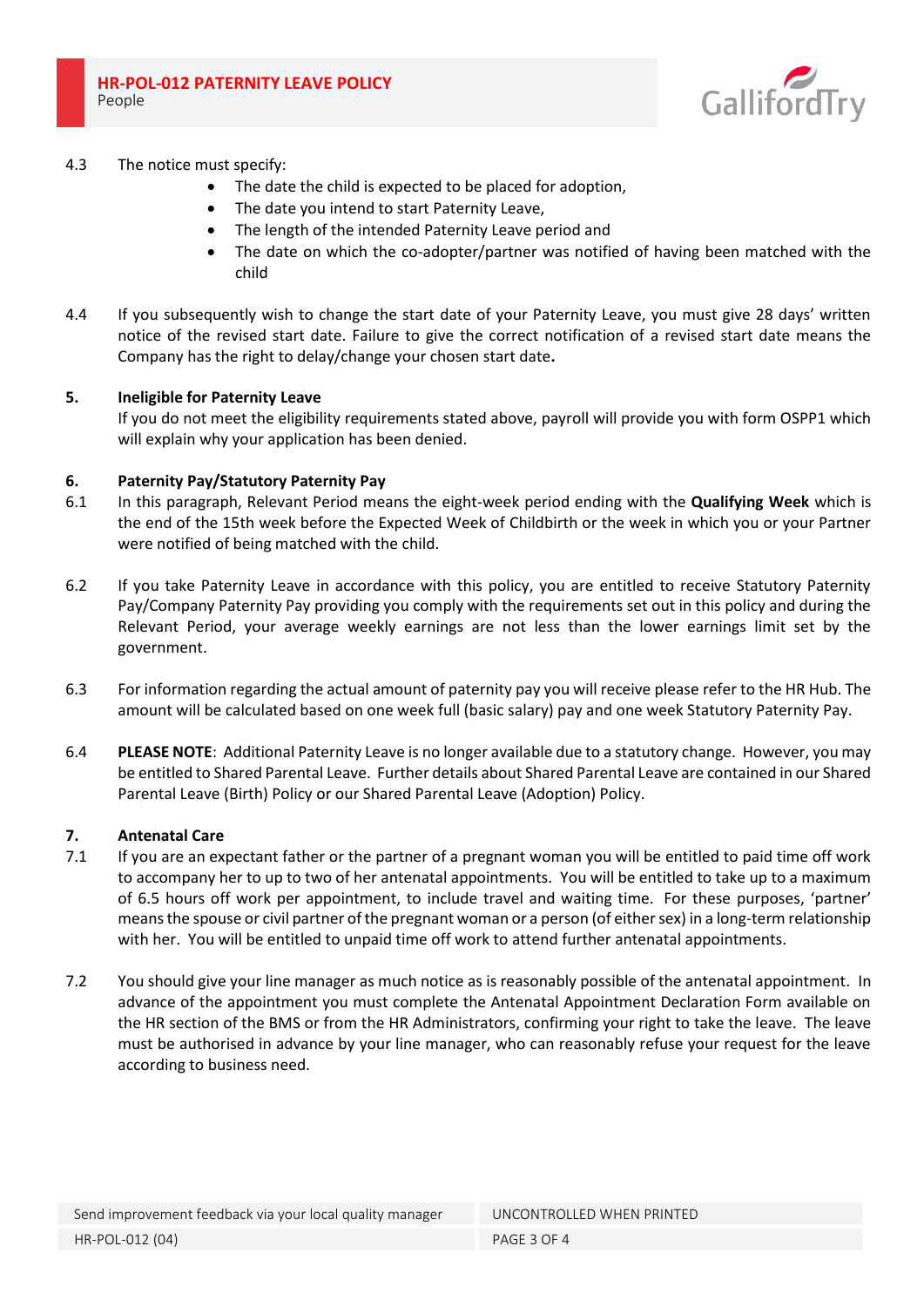4.3 The notice must specify:

- The date the child is expected to be placed for adoption,
- The date you intend to start Paternity Leave,
- The length of the intended Paternity Leave period and
- The date on which the co-adopter/partner was notified of having been matched with the child

4.4 If you subsequently wish to change the start date of your Paternity Leave, you must give 28 days' written notice of the revised start date. Failure to give the correct notification of a revised start date means the Company has the right to delay/change your chosen start date**.**

## 5. Ineligible for Paternity Leave

If you do not meet the eligibility requirements stated above, payroll will provide you with form OSPP1 which will explain why your application has been denied.

## 6. Paternity Pay/Statutory Paternity Pay

6.1 In this paragraph, Relevant Period means the eight-week period ending with the **Qualifying Week** which is the end of the 15th week before the Expected Week of Childbirth or the week in which you or your Partner were notified of being matched with the child.

6.2 If you take Paternity Leave in accordance with this policy, you are entitled to receive Statutory Paternity Pay/Company Paternity Pay providing you comply with the requirements set out in this policy and during the Relevant Period, your average weekly earnings are not less than the lower earnings limit set by the government.

6.3 For information regarding the actual amount of paternity pay you will receive please refer to the HR Hub. The amount will be calculated based on one week full (basic salary) pay and one week Statutory Paternity Pay.

6.4 **PLEASE NOTE**: Additional Paternity Leave is no longer available due to a statutory change. However, you may be entitled to Shared Parental Leave. Further details about Shared Parental Leave are contained in our Shared Parental Leave (Birth) Policy or our Shared Parental Leave (Adoption) Policy.

## 7. Antenatal Care

7.1 If you are an expectant father or the partner of a pregnant woman you will be entitled to paid time off work to accompany her to up to two of her antenatal appointments. You will be entitled to take up to a maximum of 6.5 hours off work per appointment, to include travel and waiting time. For these purposes, 'partner' means the spouse or civil partner of the pregnant woman or a person (of either sex) in a long-term relationship with her. You will be entitled to unpaid time off work to attend further antenatal appointments.

7.2 You should give your line manager as much notice as is reasonably possible of the antenatal appointment. In advance of the appointment you must complete the Antenatal Appointment Declaration Form available on the HR section of the BMS or from the HR Administrators, confirming your right to take the leave. The leave must be authorised in advance by your line manager, who can reasonably refuse your request for the leave according to business need.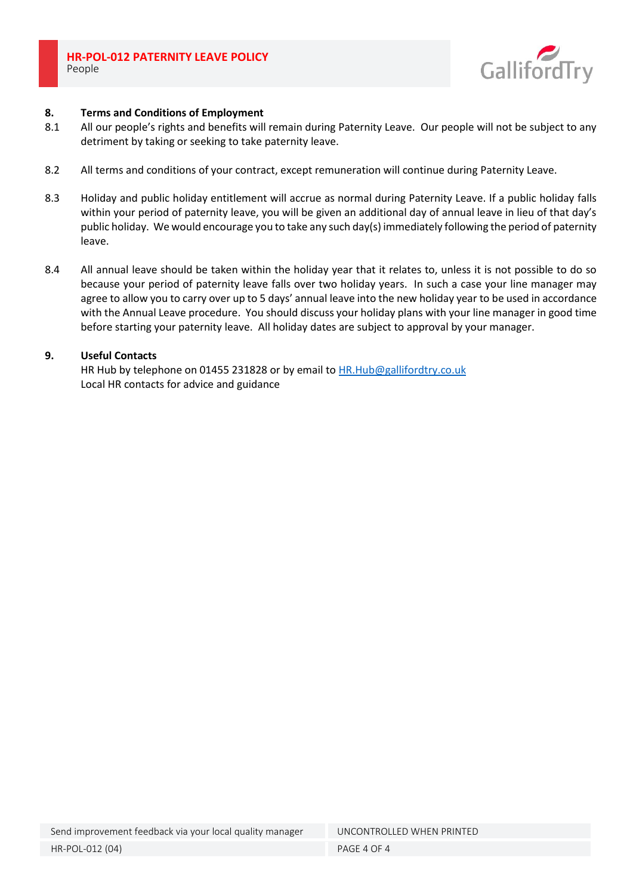## 8. Terms and Conditions of Employment

8.1 All our people's rights and benefits will remain during Paternity Leave. Our people will not be subject to any detriment by taking or seeking to take paternity leave.

8.2 All terms and conditions of your contract, except remuneration will continue during Paternity Leave.

8.3 Holiday and public holiday entitlement will accrue as normal during Paternity Leave. If a public holiday falls within your period of paternity leave, you will be given an additional day of annual leave in lieu of that day's public holiday. We would encourage you to take any such day(s) immediately following the period of paternity leave.

8.4 All annual leave should be taken within the holiday year that it relates to, unless it is not possible to do so because your period of paternity leave falls over two holiday years. In such a case your line manager may agree to allow you to carry over up to 5 days' annual leave into the new holiday year to be used in accordance with the Annual Leave procedure. You should discuss your holiday plans with your line manager in good time before starting your paternity leave. All holiday dates are subject to approval by your manager.

## 9. Useful Contacts

HR Hub by telephone on 01455 231828 or by email to [HR.Hub@gallifordtry.co.uk](mailto:HR.Hub@gallifordtry.co.uk)
Local HR contacts for advice and guidance